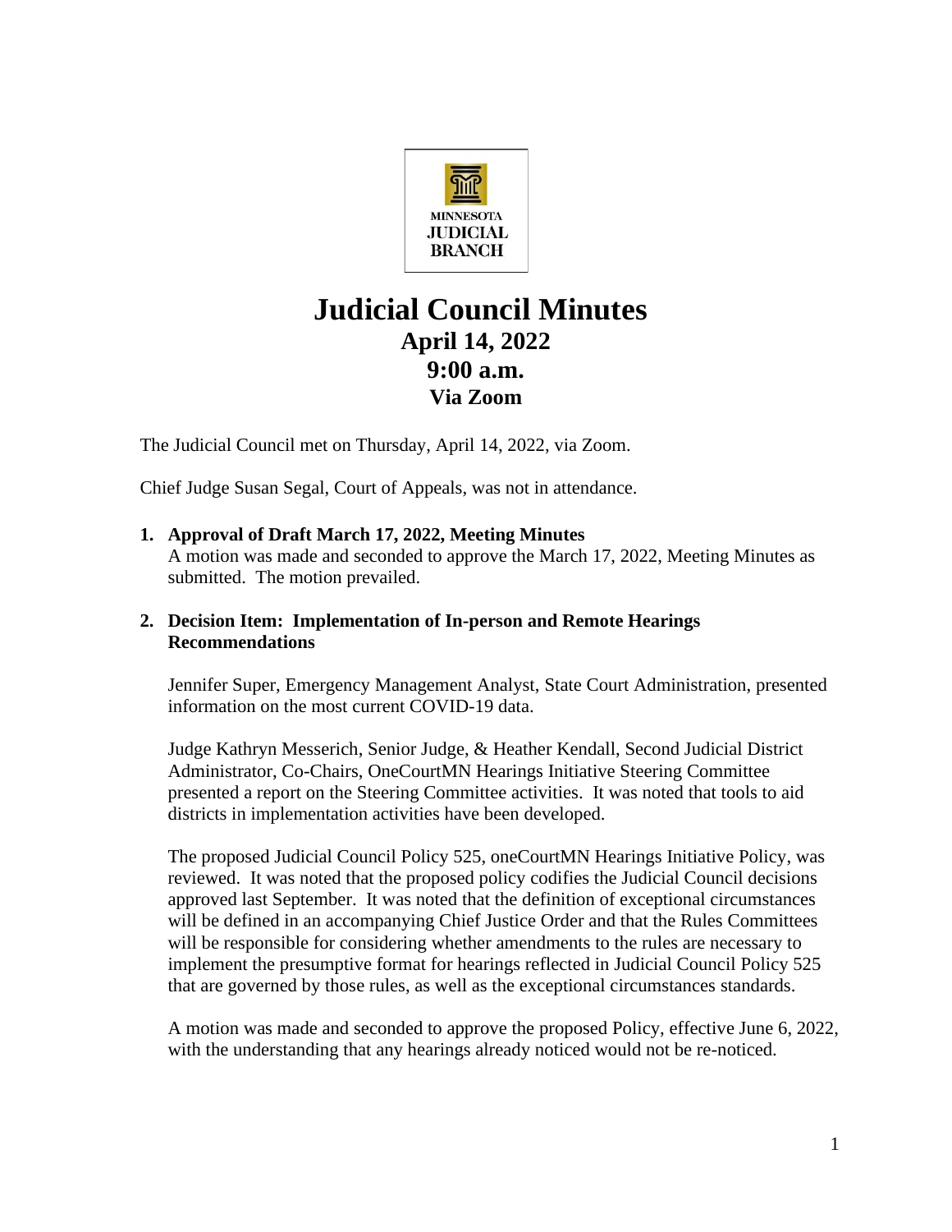MINNESOTA JUDICIAL BRANCH

# Judicial Council Minutes

## April 14, 2022
## 9:00 a.m.
## Via Zoom

The Judicial Council met on Thursday, April 14, 2022, via Zoom.

Chief Judge Susan Segal, Court of Appeals, was not in attendance.

**1. Approval of Draft March 17, 2022, Meeting Minutes**

A motion was made and seconded to approve the March 17, 2022, Meeting Minutes as submitted. The motion prevailed.

**2. Decision Item: Implementation of In-person and Remote Hearings Recommendations**

Jennifer Super, Emergency Management Analyst, State Court Administration, presented information on the most current COVID-19 data.

Judge Kathryn Messerich, Senior Judge, & Heather Kendall, Second Judicial District Administrator, Co-Chairs, OneCourtMN Hearings Initiative Steering Committee presented a report on the Steering Committee activities. It was noted that tools to aid districts in implementation activities have been developed.

The proposed Judicial Council Policy 525, oneCourtMN Hearings Initiative Policy, was reviewed. It was noted that the proposed policy codifies the Judicial Council decisions approved last September. It was noted that the definition of exceptional circumstances will be defined in an accompanying Chief Justice Order and that the Rules Committees will be responsible for considering whether amendments to the rules are necessary to implement the presumptive format for hearings reflected in Judicial Council Policy 525 that are governed by those rules, as well as the exceptional circumstances standards.

A motion was made and seconded to approve the proposed Policy, effective June 6, 2022, with the understanding that any hearings already noticed would not be re-noticed.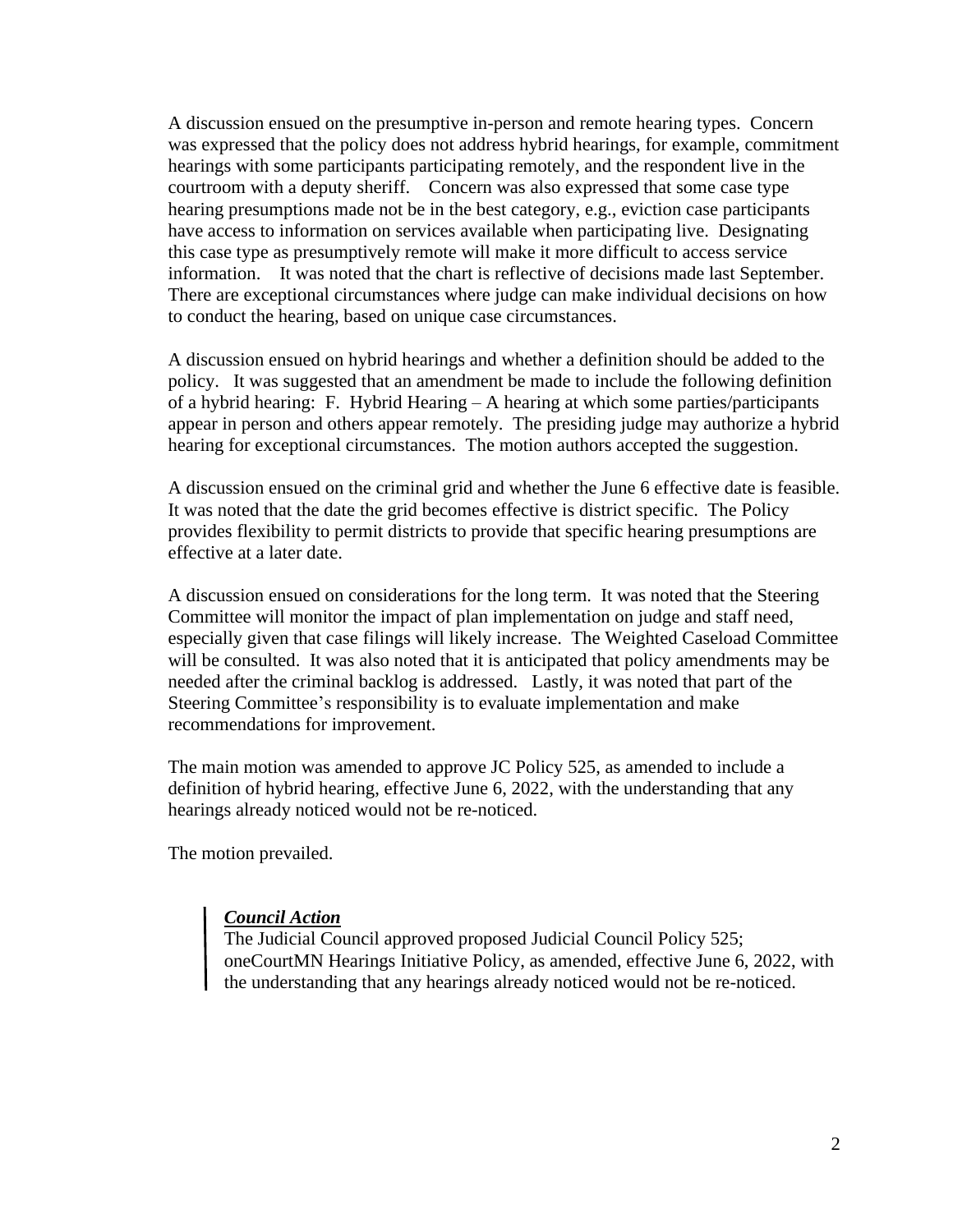A discussion ensued on the presumptive in-person and remote hearing types. Concern was expressed that the policy does not address hybrid hearings, for example, commitment hearings with some participants participating remotely, and the respondent live in the courtroom with a deputy sheriff. Concern was also expressed that some case type hearing presumptions made not be in the best category, e.g., eviction case participants have access to information on services available when participating live. Designating this case type as presumptively remote will make it more difficult to access service information. It was noted that the chart is reflective of decisions made last September. There are exceptional circumstances where judge can make individual decisions on how to conduct the hearing, based on unique case circumstances.

A discussion ensued on hybrid hearings and whether a definition should be added to the policy. It was suggested that an amendment be made to include the following definition of a hybrid hearing: F. Hybrid Hearing – A hearing at which some parties/participants appear in person and others appear remotely. The presiding judge may authorize a hybrid hearing for exceptional circumstances. The motion authors accepted the suggestion.

A discussion ensued on the criminal grid and whether the June 6 effective date is feasible. It was noted that the date the grid becomes effective is district specific. The Policy provides flexibility to permit districts to provide that specific hearing presumptions are effective at a later date.

A discussion ensued on considerations for the long term. It was noted that the Steering Committee will monitor the impact of plan implementation on judge and staff need, especially given that case filings will likely increase. The Weighted Caseload Committee will be consulted. It was also noted that it is anticipated that policy amendments may be needed after the criminal backlog is addressed. Lastly, it was noted that part of the Steering Committee's responsibility is to evaluate implementation and make recommendations for improvement.

The main motion was amended to approve JC Policy 525, as amended to include a definition of hybrid hearing, effective June 6, 2022, with the understanding that any hearings already noticed would not be re-noticed.

The motion prevailed.

> ***Council Action***
> The Judicial Council approved proposed Judicial Council Policy 525; oneCourtMN Hearings Initiative Policy, as amended, effective June 6, 2022, with the understanding that any hearings already noticed would not be re-noticed.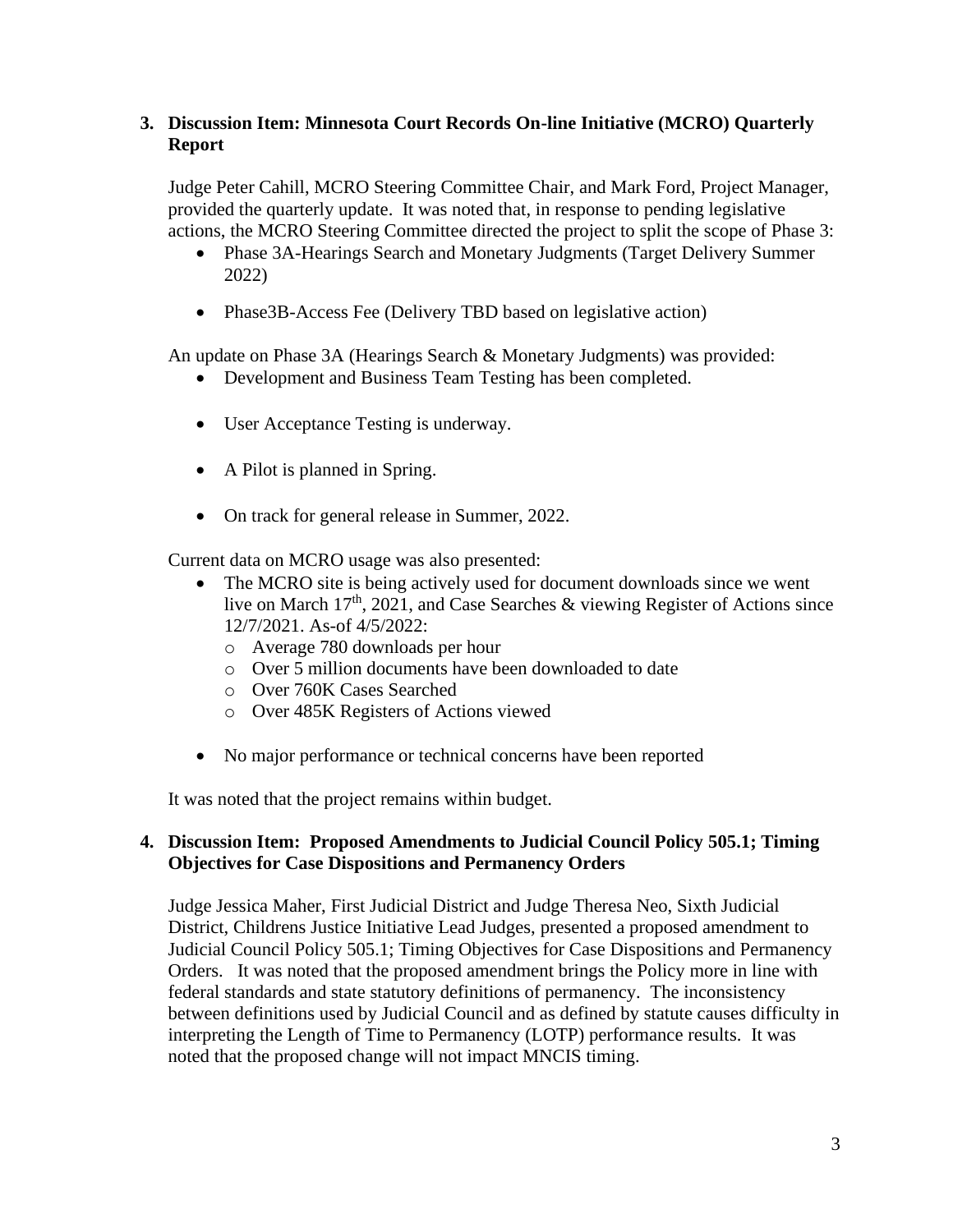**3. Discussion Item: Minnesota Court Records On-line Initiative (MCRO) Quarterly Report**

Judge Peter Cahill, MCRO Steering Committee Chair, and Mark Ford, Project Manager, provided the quarterly update. It was noted that, in response to pending legislative actions, the MCRO Steering Committee directed the project to split the scope of Phase 3:

- Phase 3A-Hearings Search and Monetary Judgments (Target Delivery Summer 2022)
- Phase3B-Access Fee (Delivery TBD based on legislative action)

An update on Phase 3A (Hearings Search & Monetary Judgments) was provided:

- Development and Business Team Testing has been completed.
- User Acceptance Testing is underway.
- A Pilot is planned in Spring.
- On track for general release in Summer, 2022.

Current data on MCRO usage was also presented:

- The MCRO site is being actively used for document downloads since we went live on March 17th, 2021, and Case Searches & viewing Register of Actions since 12/7/2021. As-of 4/5/2022:
  - Average 780 downloads per hour
  - Over 5 million documents have been downloaded to date
  - Over 760K Cases Searched
  - Over 485K Registers of Actions viewed
- No major performance or technical concerns have been reported

It was noted that the project remains within budget.

**4. Discussion Item: Proposed Amendments to Judicial Council Policy 505.1; Timing Objectives for Case Dispositions and Permanency Orders**

Judge Jessica Maher, First Judicial District and Judge Theresa Neo, Sixth Judicial District, Childrens Justice Initiative Lead Judges, presented a proposed amendment to Judicial Council Policy 505.1; Timing Objectives for Case Dispositions and Permanency Orders. It was noted that the proposed amendment brings the Policy more in line with federal standards and state statutory definitions of permanency. The inconsistency between definitions used by Judicial Council and as defined by statute causes difficulty in interpreting the Length of Time to Permanency (LOTP) performance results. It was noted that the proposed change will not impact MNCIS timing.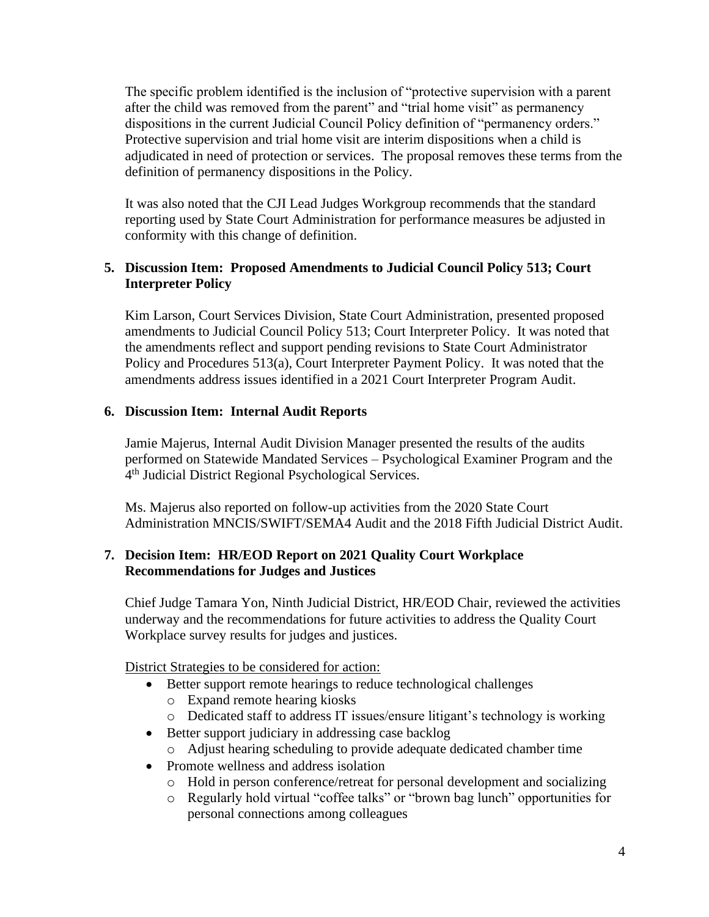The specific problem identified is the inclusion of "protective supervision with a parent after the child was removed from the parent" and "trial home visit" as permanency dispositions in the current Judicial Council Policy definition of "permanency orders." Protective supervision and trial home visit are interim dispositions when a child is adjudicated in need of protection or services. The proposal removes these terms from the definition of permanency dispositions in the Policy.

It was also noted that the CJI Lead Judges Workgroup recommends that the standard reporting used by State Court Administration for performance measures be adjusted in conformity with this change of definition.

**5. Discussion Item: Proposed Amendments to Judicial Council Policy 513; Court Interpreter Policy**

Kim Larson, Court Services Division, State Court Administration, presented proposed amendments to Judicial Council Policy 513; Court Interpreter Policy. It was noted that the amendments reflect and support pending revisions to State Court Administrator Policy and Procedures 513(a), Court Interpreter Payment Policy. It was noted that the amendments address issues identified in a 2021 Court Interpreter Program Audit.

**6. Discussion Item: Internal Audit Reports**

Jamie Majerus, Internal Audit Division Manager presented the results of the audits performed on Statewide Mandated Services – Psychological Examiner Program and the 4th Judicial District Regional Psychological Services.

Ms. Majerus also reported on follow-up activities from the 2020 State Court Administration MNCIS/SWIFT/SEMA4 Audit and the 2018 Fifth Judicial District Audit.

**7. Decision Item: HR/EOD Report on 2021 Quality Court Workplace Recommendations for Judges and Justices**

Chief Judge Tamara Yon, Ninth Judicial District, HR/EOD Chair, reviewed the activities underway and the recommendations for future activities to address the Quality Court Workplace survey results for judges and justices.

District Strategies to be considered for action:

- Better support remote hearings to reduce technological challenges
  - Expand remote hearing kiosks
  - Dedicated staff to address IT issues/ensure litigant's technology is working
- Better support judiciary in addressing case backlog
  - Adjust hearing scheduling to provide adequate dedicated chamber time
- Promote wellness and address isolation
  - Hold in person conference/retreat for personal development and socializing
  - Regularly hold virtual "coffee talks" or "brown bag lunch" opportunities for personal connections among colleagues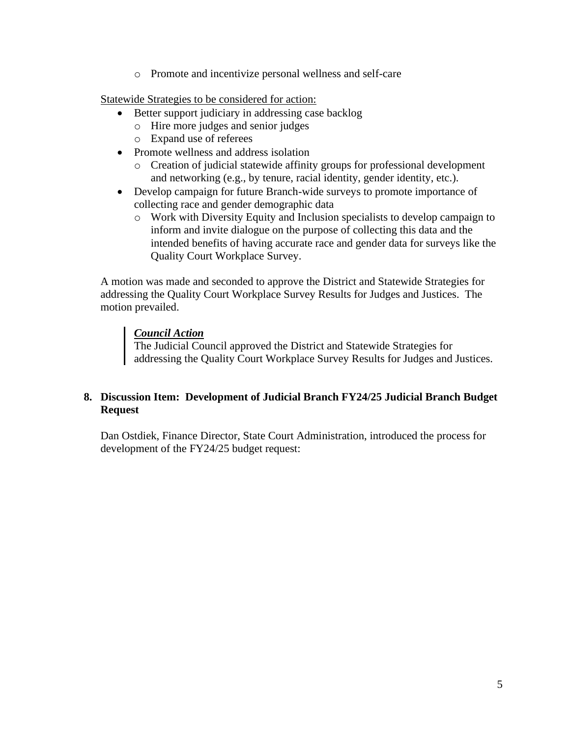- Promote and incentivize personal wellness and self-care

Statewide Strategies to be considered for action:

- Better support judiciary in addressing case backlog
  - Hire more judges and senior judges
  - Expand use of referees
- Promote wellness and address isolation
  - Creation of judicial statewide affinity groups for professional development and networking (e.g., by tenure, racial identity, gender identity, etc.).
- Develop campaign for future Branch-wide surveys to promote importance of collecting race and gender demographic data
  - Work with Diversity Equity and Inclusion specialists to develop campaign to inform and invite dialogue on the purpose of collecting this data and the intended benefits of having accurate race and gender data for surveys like the Quality Court Workplace Survey.

A motion was made and seconded to approve the District and Statewide Strategies for addressing the Quality Court Workplace Survey Results for Judges and Justices. The motion prevailed.

> ***Council Action***
> The Judicial Council approved the District and Statewide Strategies for addressing the Quality Court Workplace Survey Results for Judges and Justices.

**8. Discussion Item: Development of Judicial Branch FY24/25 Judicial Branch Budget Request**

Dan Ostdiek, Finance Director, State Court Administration, introduced the process for development of the FY24/25 budget request: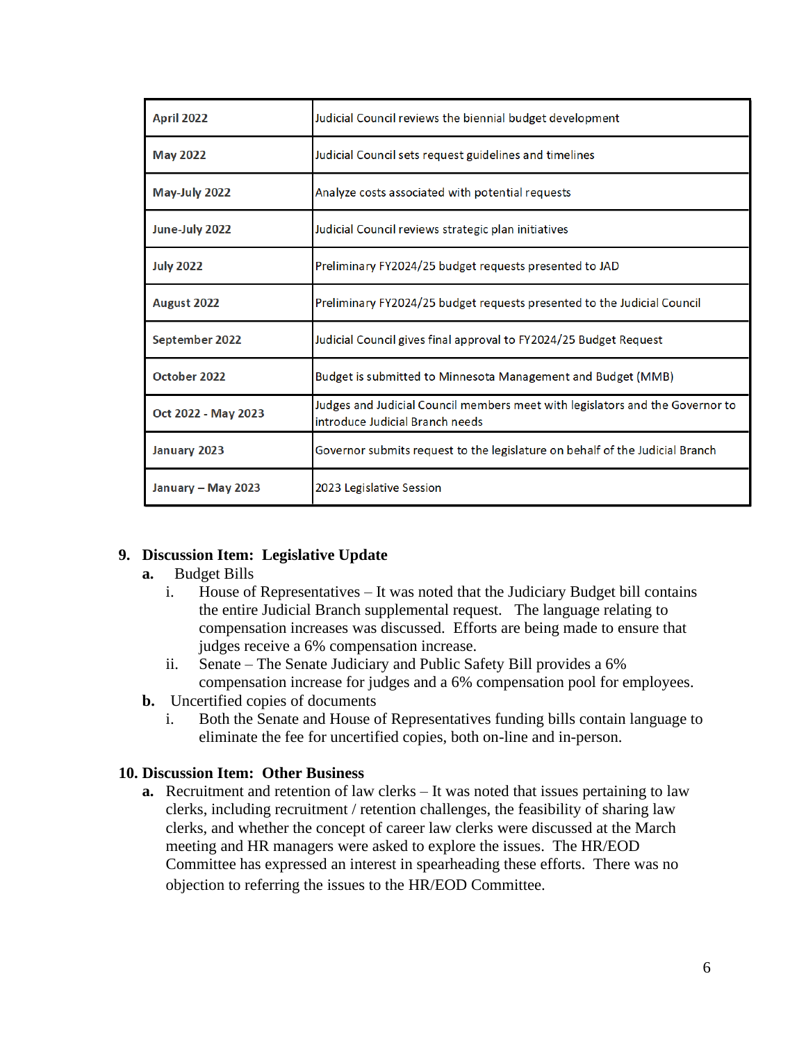| April 2022 | Judicial Council reviews the biennial budget development |
|---|---|
| May 2022 | Judicial Council sets request guidelines and timelines |
| May-July 2022 | Analyze costs associated with potential requests |
| June-July 2022 | Judicial Council reviews strategic plan initiatives |
| July 2022 | Preliminary FY2024/25 budget requests presented to JAD |
| August 2022 | Preliminary FY2024/25 budget requests presented to the Judicial Council |
| September 2022 | Judicial Council gives final approval to FY2024/25 Budget Request |
| October 2022 | Budget is submitted to Minnesota Management and Budget (MMB) |
| Oct 2022 - May 2023 | Judges and Judicial Council members meet with legislators and the Governor to introduce Judicial Branch needs |
| January 2023 | Governor submits request to the legislature on behalf of the Judicial Branch |
| January – May 2023 | 2023 Legislative Session |

**9. Discussion Item: Legislative Update**

**a.** Budget Bills

i. House of Representatives – It was noted that the Judiciary Budget bill contains the entire Judicial Branch supplemental request. The language relating to compensation increases was discussed. Efforts are being made to ensure that judges receive a 6% compensation increase.

ii. Senate – The Senate Judiciary and Public Safety Bill provides a 6% compensation increase for judges and a 6% compensation pool for employees.

**b.** Uncertified copies of documents

i. Both the Senate and House of Representatives funding bills contain language to eliminate the fee for uncertified copies, both on-line and in-person.

**10. Discussion Item: Other Business**

**a.** Recruitment and retention of law clerks – It was noted that issues pertaining to law clerks, including recruitment / retention challenges, the feasibility of sharing law clerks, and whether the concept of career law clerks were discussed at the March meeting and HR managers were asked to explore the issues. The HR/EOD Committee has expressed an interest in spearheading these efforts. There was no objection to referring the issues to the HR/EOD Committee.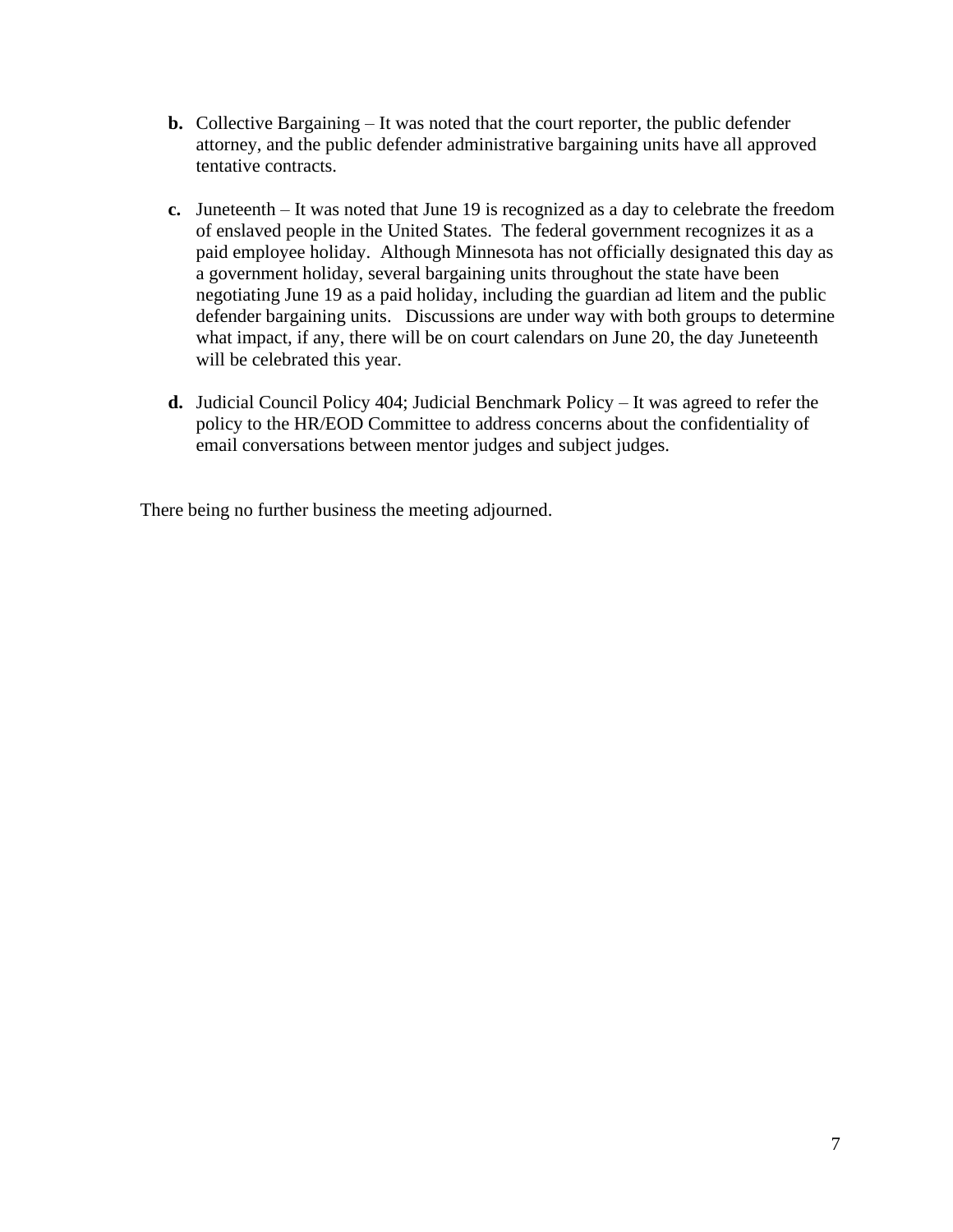- **b.** Collective Bargaining – It was noted that the court reporter, the public defender attorney, and the public defender administrative bargaining units have all approved tentative contracts.

- **c.** Juneteenth – It was noted that June 19 is recognized as a day to celebrate the freedom of enslaved people in the United States. The federal government recognizes it as a paid employee holiday. Although Minnesota has not officially designated this day as a government holiday, several bargaining units throughout the state have been negotiating June 19 as a paid holiday, including the guardian ad litem and the public defender bargaining units. Discussions are under way with both groups to determine what impact, if any, there will be on court calendars on June 20, the day Juneteenth will be celebrated this year.

- **d.** Judicial Council Policy 404; Judicial Benchmark Policy – It was agreed to refer the policy to the HR/EOD Committee to address concerns about the confidentiality of email conversations between mentor judges and subject judges.

There being no further business the meeting adjourned.